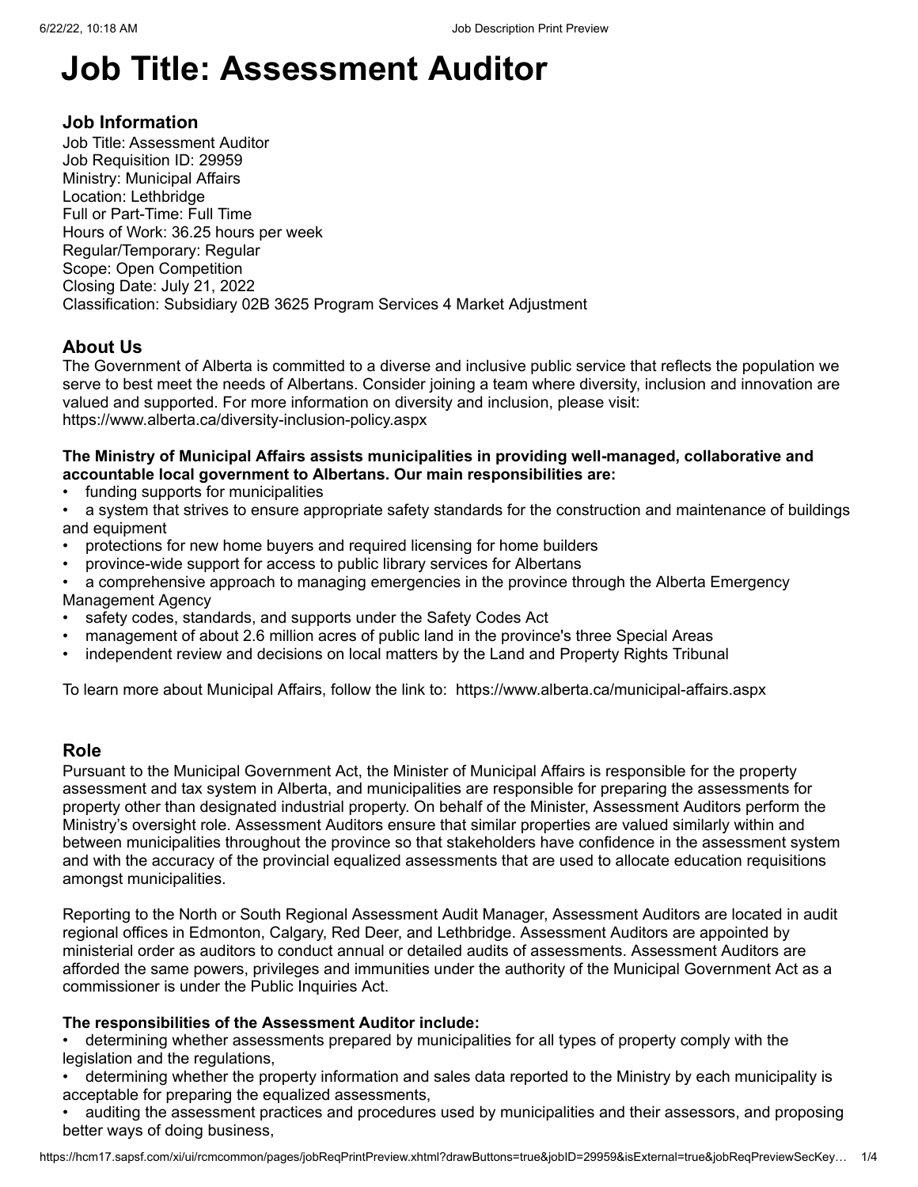# Job Title: Assessment Auditor

## Job Information

Job Title: Assessment Auditor
Job Requisition ID: 29959
Ministry: Municipal Affairs
Location: Lethbridge
Full or Part-Time: Full Time
Hours of Work: 36.25 hours per week
Regular/Temporary: Regular
Scope: Open Competition
Closing Date: July 21, 2022
Classification: Subsidiary 02B 3625 Program Services 4 Market Adjustment

## About Us

The Government of Alberta is committed to a diverse and inclusive public service that reflects the population we serve to best meet the needs of Albertans. Consider joining a team where diversity, inclusion and innovation are valued and supported. For more information on diversity and inclusion, please visit: https://www.alberta.ca/diversity-inclusion-policy.aspx

**The Ministry of Municipal Affairs assists municipalities in providing well-managed, collaborative and accountable local government to Albertans. Our main responsibilities are:**

- funding supports for municipalities
- a system that strives to ensure appropriate safety standards for the construction and maintenance of buildings and equipment
- protections for new home buyers and required licensing for home builders
- province-wide support for access to public library services for Albertans
- a comprehensive approach to managing emergencies in the province through the Alberta Emergency Management Agency
- safety codes, standards, and supports under the Safety Codes Act
- management of about 2.6 million acres of public land in the province's three Special Areas
- independent review and decisions on local matters by the Land and Property Rights Tribunal

To learn more about Municipal Affairs, follow the link to: https://www.alberta.ca/municipal-affairs.aspx

## Role

Pursuant to the Municipal Government Act, the Minister of Municipal Affairs is responsible for the property assessment and tax system in Alberta, and municipalities are responsible for preparing the assessments for property other than designated industrial property. On behalf of the Minister, Assessment Auditors perform the Ministry's oversight role. Assessment Auditors ensure that similar properties are valued similarly within and between municipalities throughout the province so that stakeholders have confidence in the assessment system and with the accuracy of the provincial equalized assessments that are used to allocate education requisitions amongst municipalities.

Reporting to the North or South Regional Assessment Audit Manager, Assessment Auditors are located in audit regional offices in Edmonton, Calgary, Red Deer, and Lethbridge. Assessment Auditors are appointed by ministerial order as auditors to conduct annual or detailed audits of assessments. Assessment Auditors are afforded the same powers, privileges and immunities under the authority of the Municipal Government Act as a commissioner is under the Public Inquiries Act.

**The responsibilities of the Assessment Auditor include:**

- determining whether assessments prepared by municipalities for all types of property comply with the legislation and the regulations,
- determining whether the property information and sales data reported to the Ministry by each municipality is acceptable for preparing the equalized assessments,
- auditing the assessment practices and procedures used by municipalities and their assessors, and proposing better ways of doing business,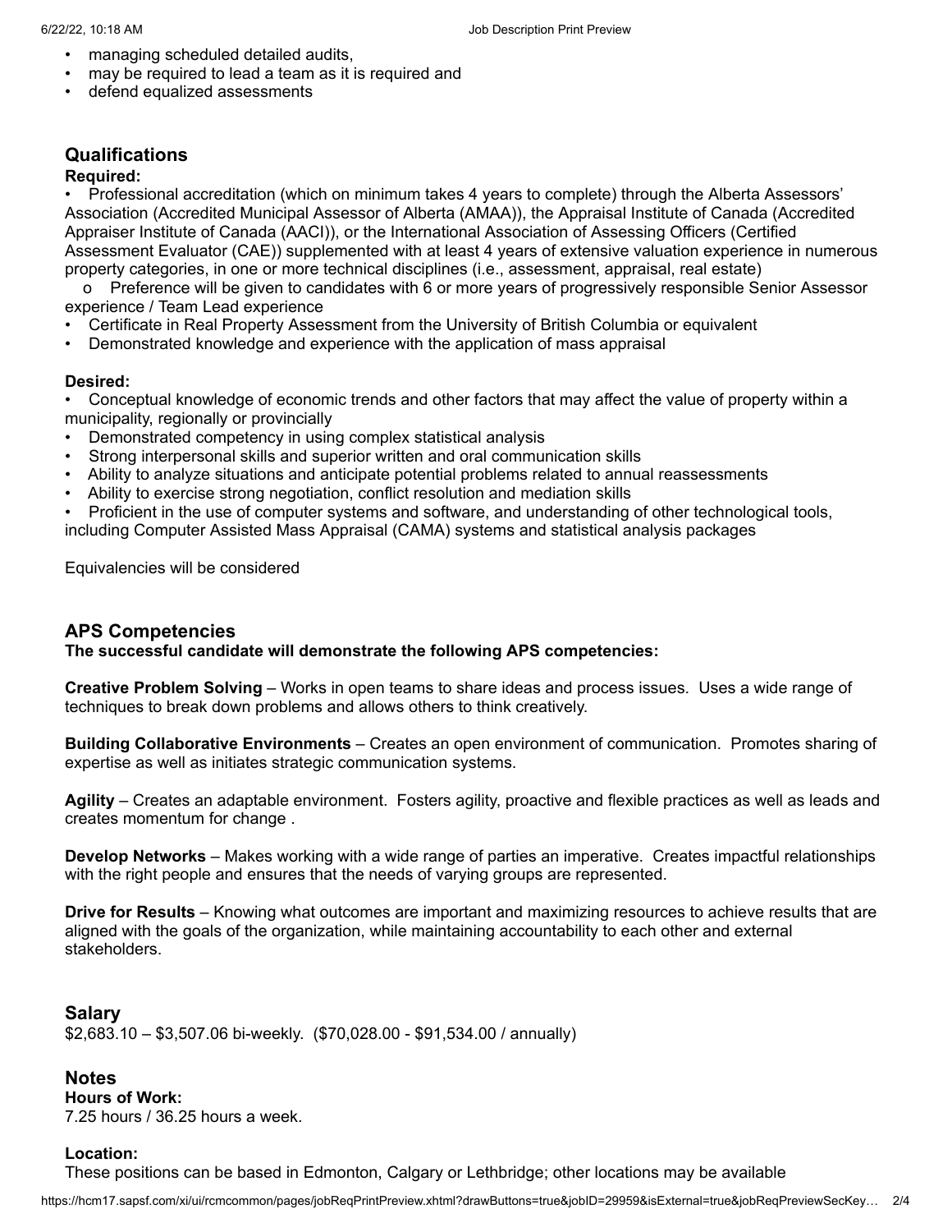- managing scheduled detailed audits,
- may be required to lead a team as it is required and
- defend equalized assessments

## Qualifications

**Required:**

- Professional accreditation (which on minimum takes 4 years to complete) through the Alberta Assessors' Association (Accredited Municipal Assessor of Alberta (AMAA)), the Appraisal Institute of Canada (Accredited Appraiser Institute of Canada (AACI)), or the International Association of Assessing Officers (Certified Assessment Evaluator (CAE)) supplemented with at least 4 years of extensive valuation experience in numerous property categories, in one or more technical disciplines (i.e., assessment, appraisal, real estate)
    - Preference will be given to candidates with 6 or more years of progressively responsible Senior Assessor experience / Team Lead experience
- Certificate in Real Property Assessment from the University of British Columbia or equivalent
- Demonstrated knowledge and experience with the application of mass appraisal

**Desired:**

- Conceptual knowledge of economic trends and other factors that may affect the value of property within a municipality, regionally or provincially
- Demonstrated competency in using complex statistical analysis
- Strong interpersonal skills and superior written and oral communication skills
- Ability to analyze situations and anticipate potential problems related to annual reassessments
- Ability to exercise strong negotiation, conflict resolution and mediation skills
- Proficient in the use of computer systems and software, and understanding of other technological tools, including Computer Assisted Mass Appraisal (CAMA) systems and statistical analysis packages

Equivalencies will be considered

## APS Competencies

**The successful candidate will demonstrate the following APS competencies:**

**Creative Problem Solving** – Works in open teams to share ideas and process issues. Uses a wide range of techniques to break down problems and allows others to think creatively.

**Building Collaborative Environments** – Creates an open environment of communication. Promotes sharing of expertise as well as initiates strategic communication systems.

**Agility** – Creates an adaptable environment. Fosters agility, proactive and flexible practices as well as leads and creates momentum for change .

**Develop Networks** – Makes working with a wide range of parties an imperative. Creates impactful relationships with the right people and ensures that the needs of varying groups are represented.

**Drive for Results** – Knowing what outcomes are important and maximizing resources to achieve results that are aligned with the goals of the organization, while maintaining accountability to each other and external stakeholders.

## Salary

$2,683.10 – $3,507.06 bi-weekly. ($70,028.00 - $91,534.00 / annually)

## Notes

**Hours of Work:**

7.25 hours / 36.25 hours a week.

**Location:**

These positions can be based in Edmonton, Calgary or Lethbridge; other locations may be available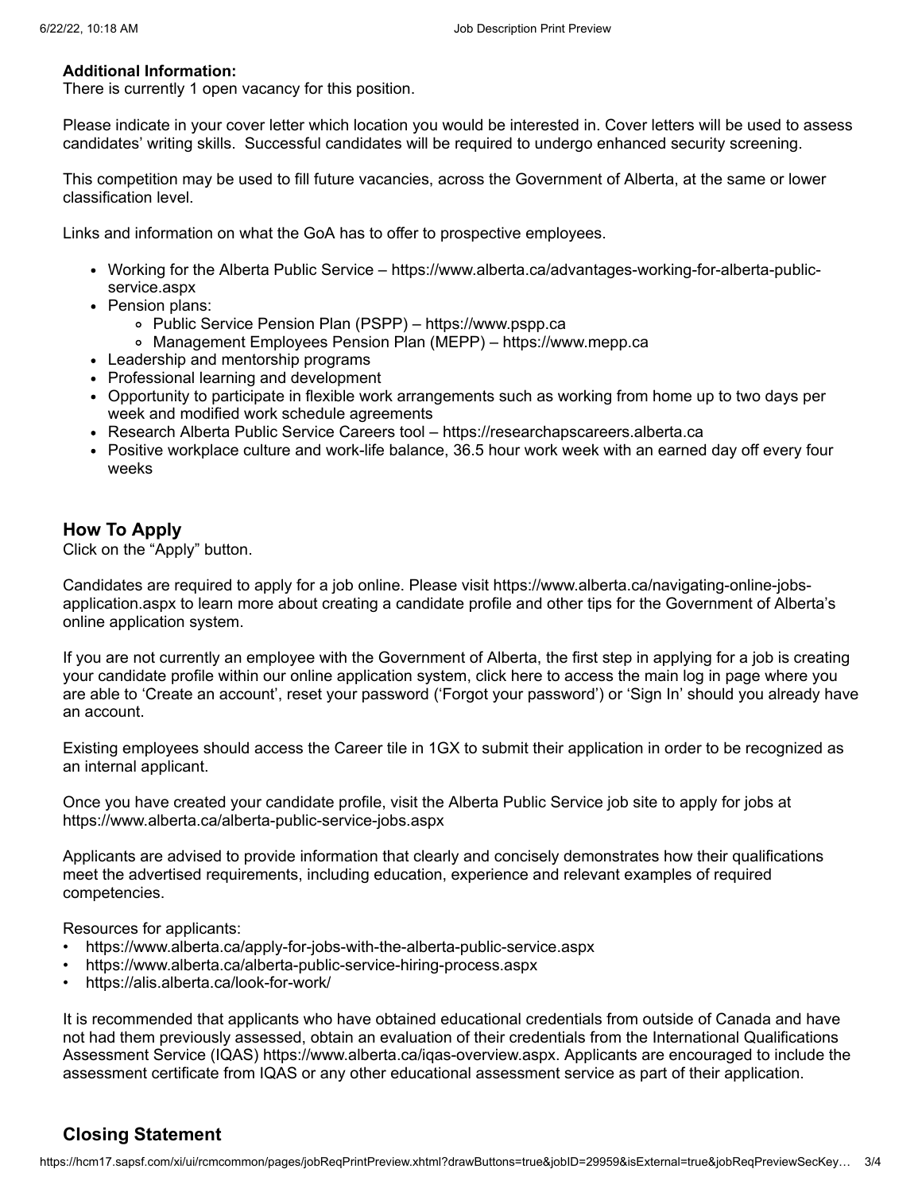**Additional Information:**
There is currently 1 open vacancy for this position.

Please indicate in your cover letter which location you would be interested in. Cover letters will be used to assess candidates' writing skills. Successful candidates will be required to undergo enhanced security screening.

This competition may be used to fill future vacancies, across the Government of Alberta, at the same or lower classification level.

Links and information on what the GoA has to offer to prospective employees.

- Working for the Alberta Public Service – https://www.alberta.ca/advantages-working-for-alberta-public-service.aspx
- Pension plans:
  - Public Service Pension Plan (PSPP) – https://www.pspp.ca
  - Management Employees Pension Plan (MEPP) – https://www.mepp.ca
- Leadership and mentorship programs
- Professional learning and development
- Opportunity to participate in flexible work arrangements such as working from home up to two days per week and modified work schedule agreements
- Research Alberta Public Service Careers tool – https://researchapscareers.alberta.ca
- Positive workplace culture and work-life balance, 36.5 hour work week with an earned day off every four weeks

## How To Apply

Click on the "Apply" button.

Candidates are required to apply for a job online. Please visit https://www.alberta.ca/navigating-online-jobs-application.aspx to learn more about creating a candidate profile and other tips for the Government of Alberta's online application system.

If you are not currently an employee with the Government of Alberta, the first step in applying for a job is creating your candidate profile within our online application system, click here to access the main log in page where you are able to 'Create an account', reset your password ('Forgot your password') or 'Sign In' should you already have an account.

Existing employees should access the Career tile in 1GX to submit their application in order to be recognized as an internal applicant.

Once you have created your candidate profile, visit the Alberta Public Service job site to apply for jobs at https://www.alberta.ca/alberta-public-service-jobs.aspx

Applicants are advised to provide information that clearly and concisely demonstrates how their qualifications meet the advertised requirements, including education, experience and relevant examples of required competencies.

Resources for applicants:

- https://www.alberta.ca/apply-for-jobs-with-the-alberta-public-service.aspx
- https://www.alberta.ca/alberta-public-service-hiring-process.aspx
- https://alis.alberta.ca/look-for-work/

It is recommended that applicants who have obtained educational credentials from outside of Canada and have not had them previously assessed, obtain an evaluation of their credentials from the International Qualifications Assessment Service (IQAS) https://www.alberta.ca/iqas-overview.aspx. Applicants are encouraged to include the assessment certificate from IQAS or any other educational assessment service as part of their application.

## Closing Statement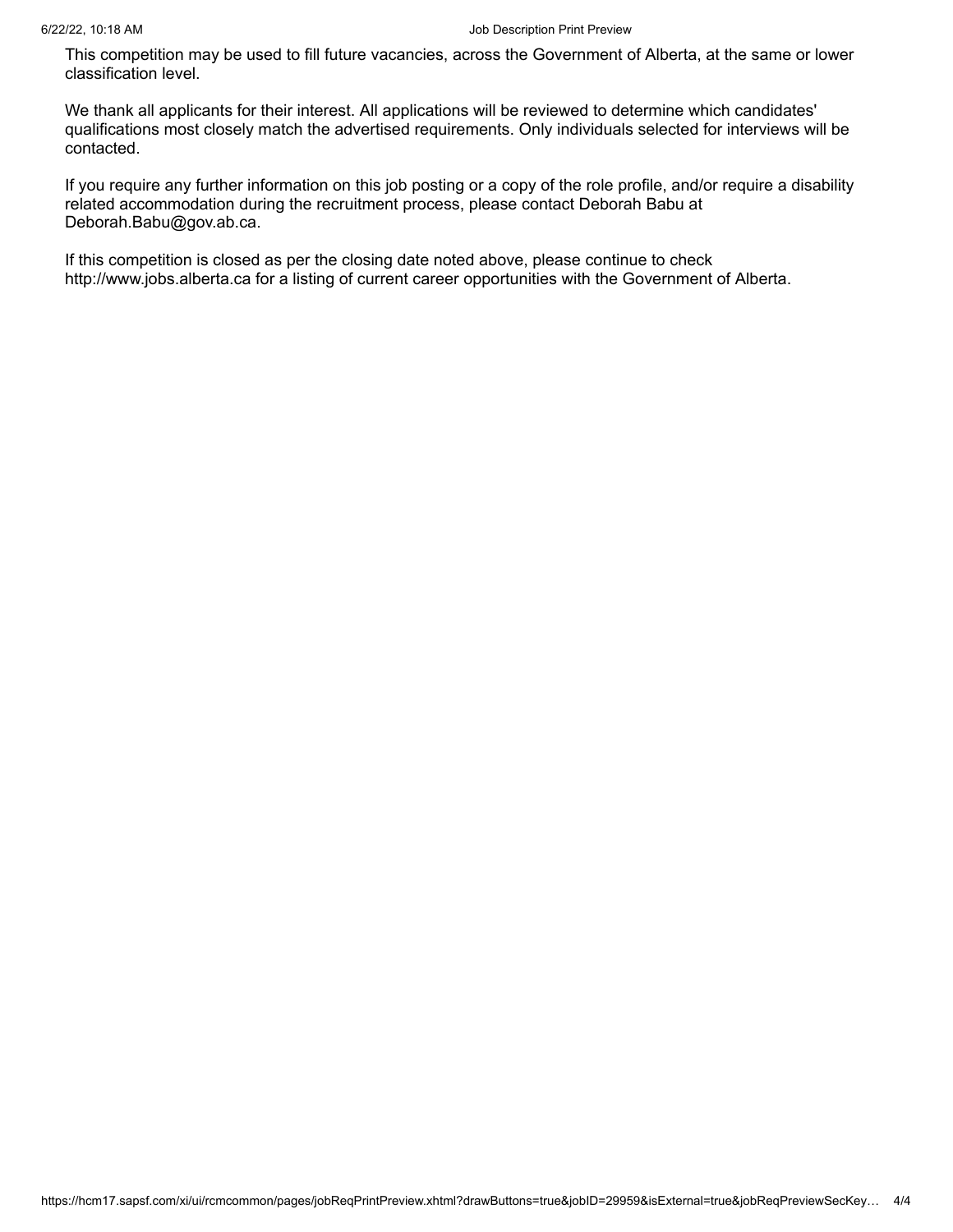This competition may be used to fill future vacancies, across the Government of Alberta, at the same or lower classification level.

We thank all applicants for their interest. All applications will be reviewed to determine which candidates' qualifications most closely match the advertised requirements. Only individuals selected for interviews will be contacted.

If you require any further information on this job posting or a copy of the role profile, and/or require a disability related accommodation during the recruitment process, please contact Deborah Babu at Deborah.Babu@gov.ab.ca.

If this competition is closed as per the closing date noted above, please continue to check http://www.jobs.alberta.ca for a listing of current career opportunities with the Government of Alberta.